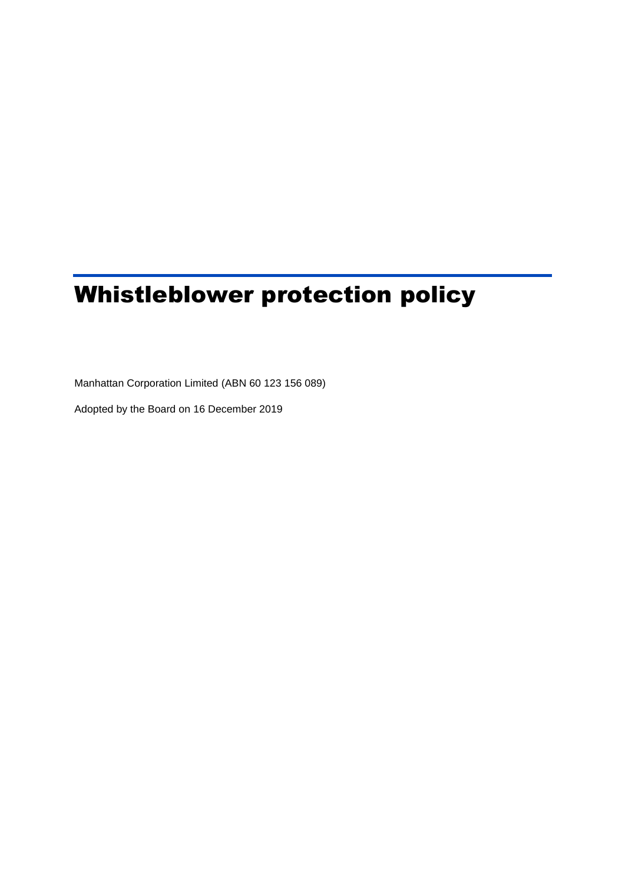# Whistleblower protection policy

Manhattan Corporation Limited (ABN 60 123 156 089)

Adopted by the Board on 16 December 2019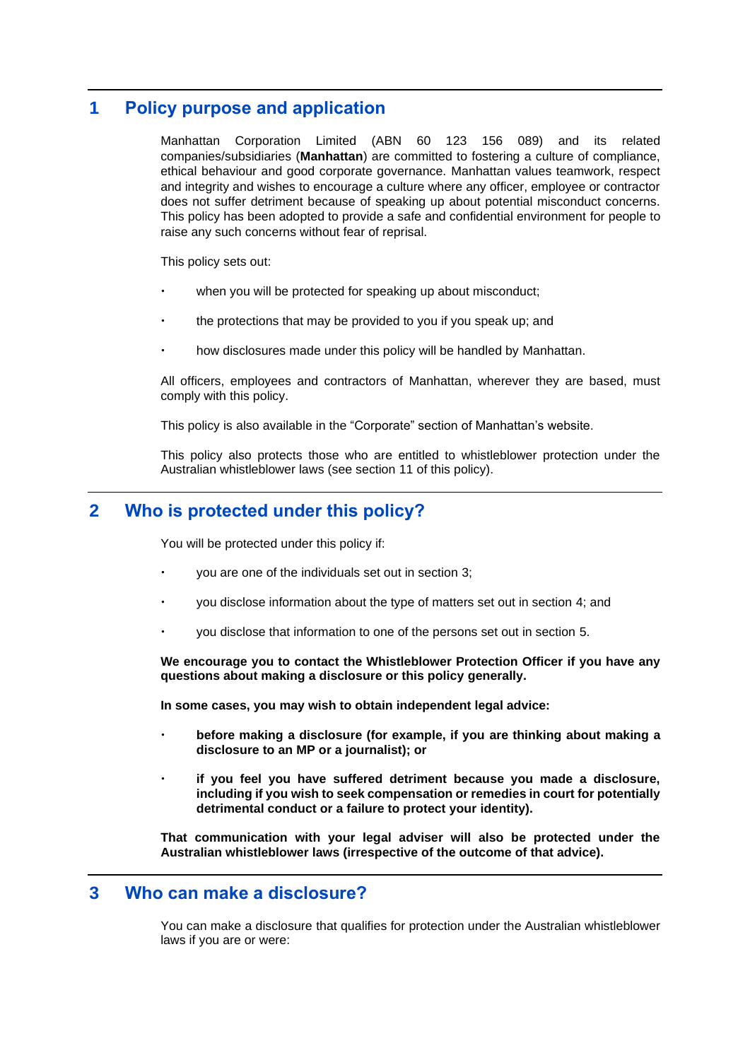## 1 Policy purpose and application

Manhattan Corporation Limited (ABN 60 123 156 089) and its related companies/subsidiaries (**Manhattan**) are committed to fostering a culture of compliance, ethical behaviour and good corporate governance. Manhattan values teamwork, respect and integrity and wishes to encourage a culture where any officer, employee or contractor does not suffer detriment because of speaking up about potential misconduct concerns. This policy has been adopted to provide a safe and confidential environment for people to raise any such concerns without fear of reprisal.

This policy sets out:

- when you will be protected for speaking up about misconduct;
- the protections that may be provided to you if you speak up; and
- how disclosures made under this policy will be handled by Manhattan.

All officers, employees and contractors of Manhattan, wherever they are based, must comply with this policy.

This policy is also available in the "Corporate" section of Manhattan's website.

This policy also protects those who are entitled to whistleblower protection under the Australian whistleblower laws (see section 11 of this policy).

## 2 Who is protected under this policy?

You will be protected under this policy if:

- you are one of the individuals set out in section 3;
- you disclose information about the type of matters set out in section 4; and
- you disclose that information to one of the persons set out in section 5.

**We encourage you to contact the Whistleblower Protection Officer if you have any questions about making a disclosure or this policy generally.**

**In some cases, you may wish to obtain independent legal advice:**

- **before making a disclosure (for example, if you are thinking about making a disclosure to an MP or a journalist); or**
- **if you feel you have suffered detriment because you made a disclosure, including if you wish to seek compensation or remedies in court for potentially detrimental conduct or a failure to protect your identity).**

**That communication with your legal adviser will also be protected under the Australian whistleblower laws (irrespective of the outcome of that advice).**

## 3 Who can make a disclosure?

You can make a disclosure that qualifies for protection under the Australian whistleblower laws if you are or were: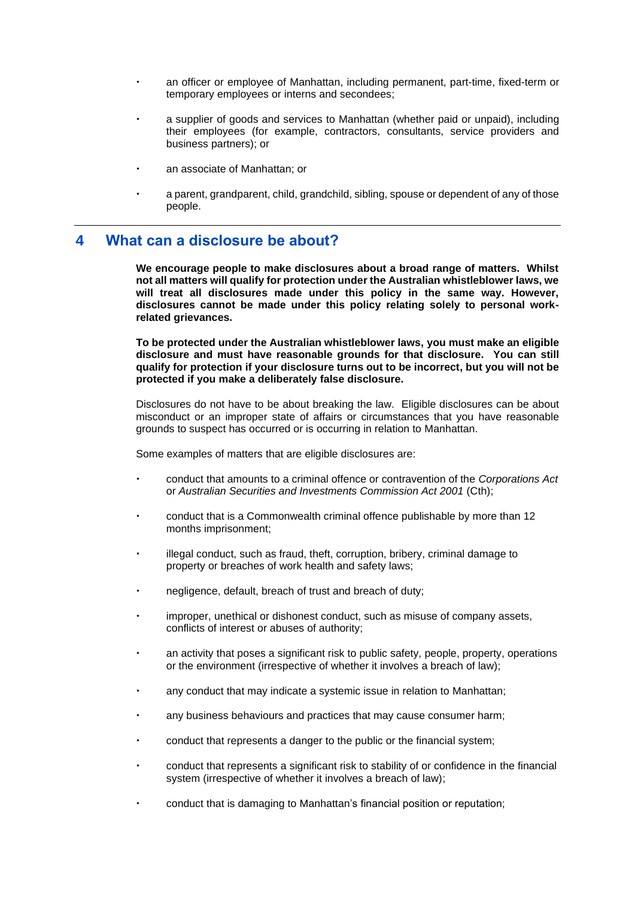- an officer or employee of Manhattan, including permanent, part-time, fixed-term or temporary employees or interns and secondees;
- a supplier of goods and services to Manhattan (whether paid or unpaid), including their employees (for example, contractors, consultants, service providers and business partners); or
- an associate of Manhattan; or
- a parent, grandparent, child, grandchild, sibling, spouse or dependent of any of those people.

## 4 What can a disclosure be about?

**We encourage people to make disclosures about a broad range of matters. Whilst not all matters will qualify for protection under the Australian whistleblower laws, we will treat all disclosures made under this policy in the same way. However, disclosures cannot be made under this policy relating solely to personal work-related grievances.**

**To be protected under the Australian whistleblower laws, you must make an eligible disclosure and must have reasonable grounds for that disclosure. You can still qualify for protection if your disclosure turns out to be incorrect, but you will not be protected if you make a deliberately false disclosure.**

Disclosures do not have to be about breaking the law. Eligible disclosures can be about misconduct or an improper state of affairs or circumstances that you have reasonable grounds to suspect has occurred or is occurring in relation to Manhattan.

Some examples of matters that are eligible disclosures are:

- conduct that amounts to a criminal offence or contravention of the *Corporations Act* or *Australian Securities and Investments Commission Act 2001* (Cth);
- conduct that is a Commonwealth criminal offence publishable by more than 12 months imprisonment;
- illegal conduct, such as fraud, theft, corruption, bribery, criminal damage to property or breaches of work health and safety laws;
- negligence, default, breach of trust and breach of duty;
- improper, unethical or dishonest conduct, such as misuse of company assets, conflicts of interest or abuses of authority;
- an activity that poses a significant risk to public safety, people, property, operations or the environment (irrespective of whether it involves a breach of law);
- any conduct that may indicate a systemic issue in relation to Manhattan;
- any business behaviours and practices that may cause consumer harm;
- conduct that represents a danger to the public or the financial system;
- conduct that represents a significant risk to stability of or confidence in the financial system (irrespective of whether it involves a breach of law);
- conduct that is damaging to Manhattan's financial position or reputation;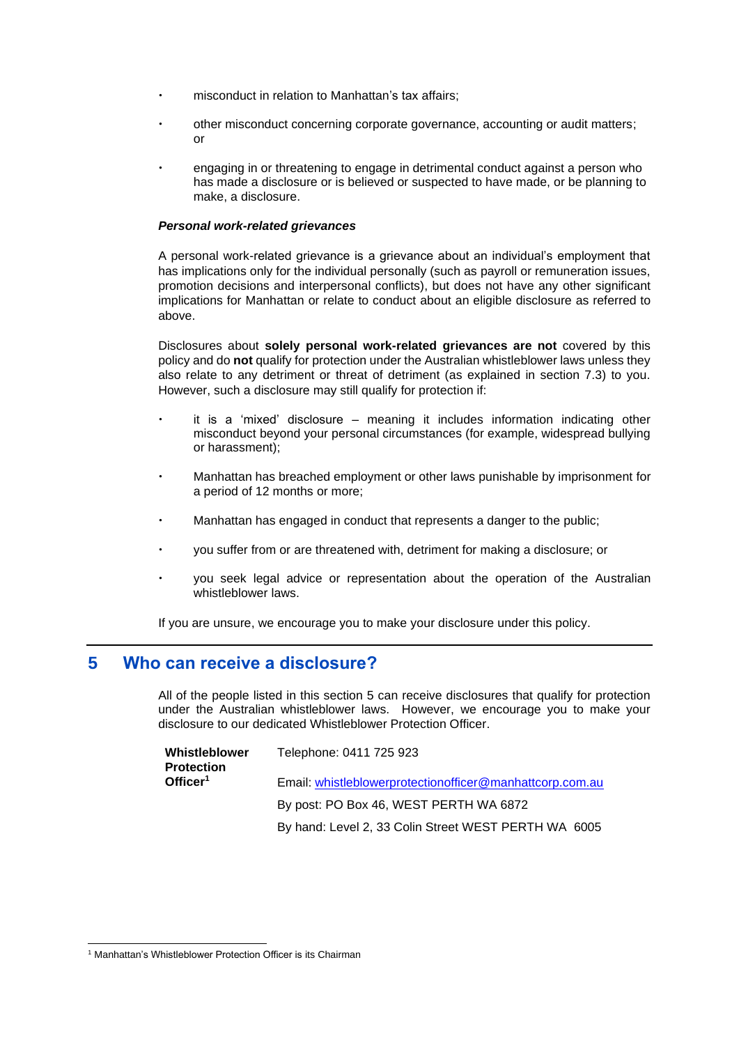- misconduct in relation to Manhattan's tax affairs;
- other misconduct concerning corporate governance, accounting or audit matters; or
- engaging in or threatening to engage in detrimental conduct against a person who has made a disclosure or is believed or suspected to have made, or be planning to make, a disclosure.

***Personal work-related grievances***

A personal work-related grievance is a grievance about an individual's employment that has implications only for the individual personally (such as payroll or remuneration issues, promotion decisions and interpersonal conflicts), but does not have any other significant implications for Manhattan or relate to conduct about an eligible disclosure as referred to above.

Disclosures about **solely personal work-related grievances are not** covered by this policy and do **not** qualify for protection under the Australian whistleblower laws unless they also relate to any detriment or threat of detriment (as explained in section 7.3) to you. However, such a disclosure may still qualify for protection if:

- it is a 'mixed' disclosure – meaning it includes information indicating other misconduct beyond your personal circumstances (for example, widespread bullying or harassment);
- Manhattan has breached employment or other laws punishable by imprisonment for a period of 12 months or more;
- Manhattan has engaged in conduct that represents a danger to the public;
- you suffer from or are threatened with, detriment for making a disclosure; or
- you seek legal advice or representation about the operation of the Australian whistleblower laws.

If you are unsure, we encourage you to make your disclosure under this policy.

## 5 Who can receive a disclosure?

All of the people listed in this section 5 can receive disclosures that qualify for protection under the Australian whistleblower laws. However, we encourage you to make your disclosure to our dedicated Whistleblower Protection Officer.

| | |
|---|---|
| **Whistleblower Protection Officer**[1] | Telephone: 0411 725 923 |
| | Email: whistleblowerprotectionofficer@manhattcorp.com.au |
| | By post: PO Box 46, WEST PERTH WA 6872 |
| | By hand: Level 2, 33 Colin Street WEST PERTH WA 6005 |

[1] Manhattan's Whistleblower Protection Officer is its Chairman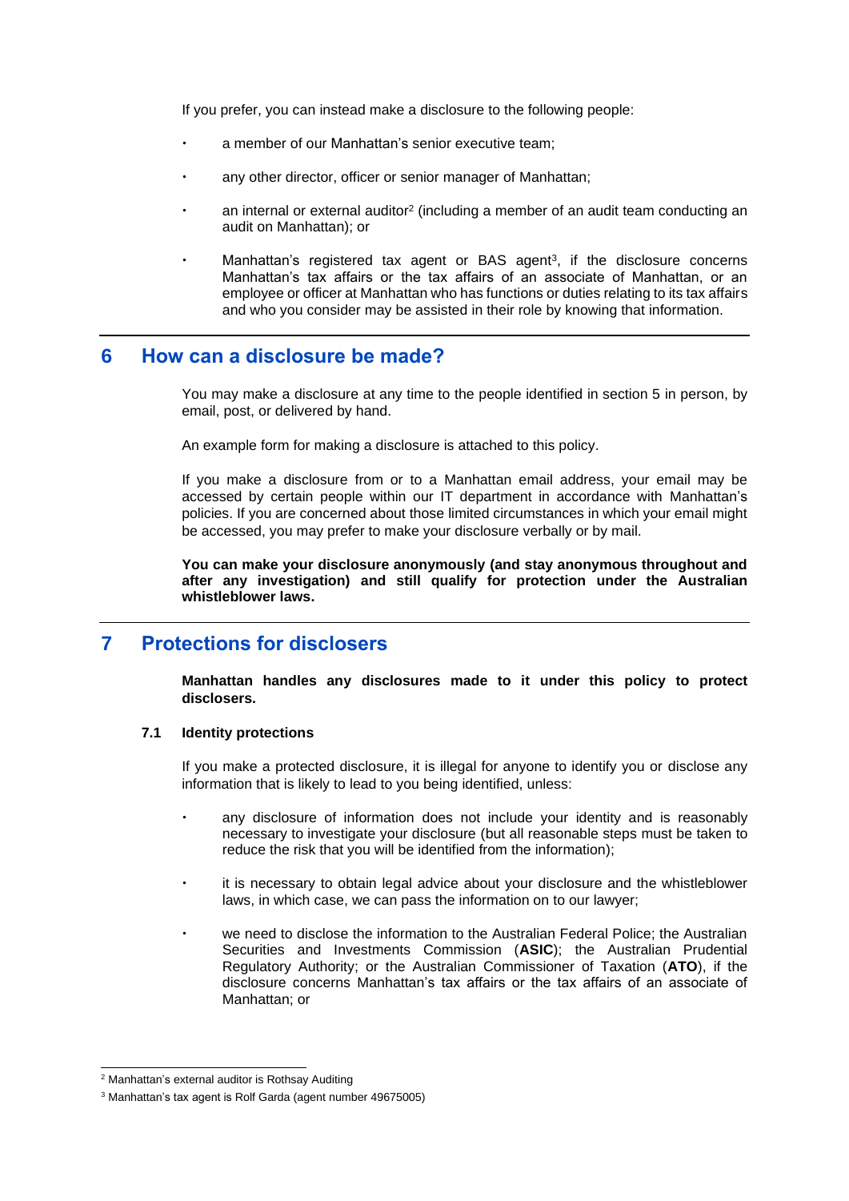If you prefer, you can instead make a disclosure to the following people:

- a member of our Manhattan's senior executive team;
- any other director, officer or senior manager of Manhattan;
- an internal or external auditor[2] (including a member of an audit team conducting an audit on Manhattan); or
- Manhattan's registered tax agent or BAS agent[3], if the disclosure concerns Manhattan's tax affairs or the tax affairs of an associate of Manhattan, or an employee or officer at Manhattan who has functions or duties relating to its tax affairs and who you consider may be assisted in their role by knowing that information.

## 6 How can a disclosure be made?

You may make a disclosure at any time to the people identified in section 5 in person, by email, post, or delivered by hand.

An example form for making a disclosure is attached to this policy.

If you make a disclosure from or to a Manhattan email address, your email may be accessed by certain people within our IT department in accordance with Manhattan's policies. If you are concerned about those limited circumstances in which your email might be accessed, you may prefer to make your disclosure verbally or by mail.

**You can make your disclosure anonymously (and stay anonymous throughout and after any investigation) and still qualify for protection under the Australian whistleblower laws.**

## 7 Protections for disclosers

**Manhattan handles any disclosures made to it under this policy to protect disclosers.**

### 7.1 Identity protections

If you make a protected disclosure, it is illegal for anyone to identify you or disclose any information that is likely to lead to you being identified, unless:

- any disclosure of information does not include your identity and is reasonably necessary to investigate your disclosure (but all reasonable steps must be taken to reduce the risk that you will be identified from the information);
- it is necessary to obtain legal advice about your disclosure and the whistleblower laws, in which case, we can pass the information on to our lawyer;
- we need to disclose the information to the Australian Federal Police; the Australian Securities and Investments Commission (**ASIC**); the Australian Prudential Regulatory Authority; or the Australian Commissioner of Taxation (**ATO**), if the disclosure concerns Manhattan's tax affairs or the tax affairs of an associate of Manhattan; or

[2] Manhattan's external auditor is Rothsay Auditing

[3] Manhattan's tax agent is Rolf Garda (agent number 49675005)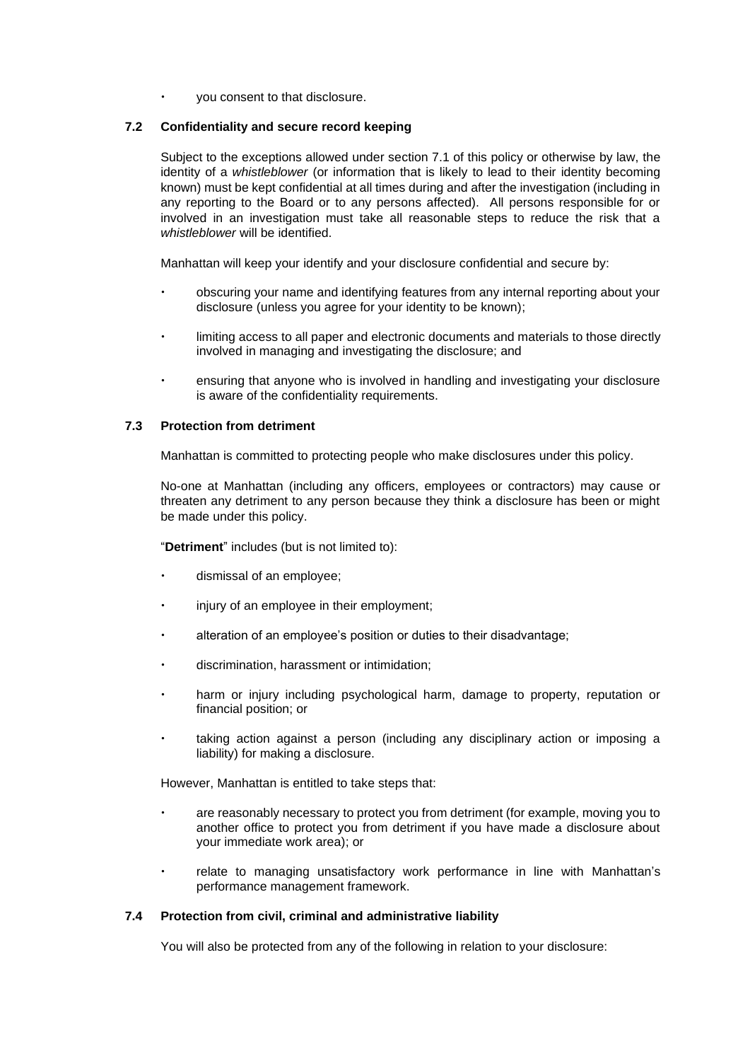- you consent to that disclosure.

### 7.2 Confidentiality and secure record keeping

Subject to the exceptions allowed under section 7.1 of this policy or otherwise by law, the identity of a *whistleblower* (or information that is likely to lead to their identity becoming known) must be kept confidential at all times during and after the investigation (including in any reporting to the Board or to any persons affected). All persons responsible for or involved in an investigation must take all reasonable steps to reduce the risk that a *whistleblower* will be identified.

Manhattan will keep your identify and your disclosure confidential and secure by:

- obscuring your name and identifying features from any internal reporting about your disclosure (unless you agree for your identity to be known);
- limiting access to all paper and electronic documents and materials to those directly involved in managing and investigating the disclosure; and
- ensuring that anyone who is involved in handling and investigating your disclosure is aware of the confidentiality requirements.

### 7.3 Protection from detriment

Manhattan is committed to protecting people who make disclosures under this policy.

No-one at Manhattan (including any officers, employees or contractors) may cause or threaten any detriment to any person because they think a disclosure has been or might be made under this policy.

"**Detriment**" includes (but is not limited to):

- dismissal of an employee;
- injury of an employee in their employment;
- alteration of an employee's position or duties to their disadvantage;
- discrimination, harassment or intimidation;
- harm or injury including psychological harm, damage to property, reputation or financial position; or
- taking action against a person (including any disciplinary action or imposing a liability) for making a disclosure.

However, Manhattan is entitled to take steps that:

- are reasonably necessary to protect you from detriment (for example, moving you to another office to protect you from detriment if you have made a disclosure about your immediate work area); or
- relate to managing unsatisfactory work performance in line with Manhattan's performance management framework.

### 7.4 Protection from civil, criminal and administrative liability

You will also be protected from any of the following in relation to your disclosure: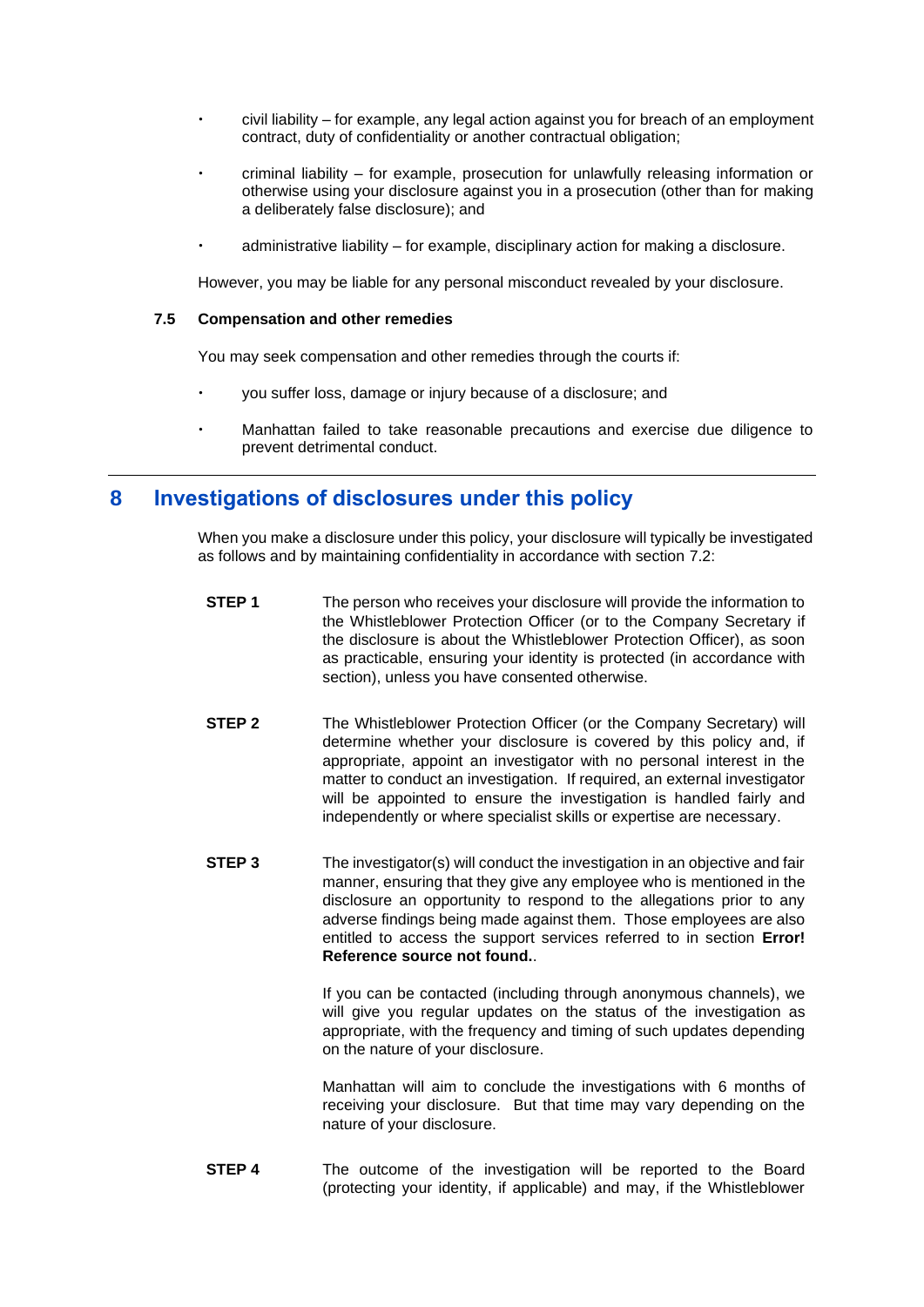- civil liability – for example, any legal action against you for breach of an employment contract, duty of confidentiality or another contractual obligation;
- criminal liability – for example, prosecution for unlawfully releasing information or otherwise using your disclosure against you in a prosecution (other than for making a deliberately false disclosure); and
- administrative liability – for example, disciplinary action for making a disclosure.

However, you may be liable for any personal misconduct revealed by your disclosure.

### 7.5 Compensation and other remedies

You may seek compensation and other remedies through the courts if:

- you suffer loss, damage or injury because of a disclosure; and
- Manhattan failed to take reasonable precautions and exercise due diligence to prevent detrimental conduct.

## 8 Investigations of disclosures under this policy

When you make a disclosure under this policy, your disclosure will typically be investigated as follows and by maintaining confidentiality in accordance with section 7.2:

**STEP 1** The person who receives your disclosure will provide the information to the Whistleblower Protection Officer (or to the Company Secretary if the disclosure is about the Whistleblower Protection Officer), as soon as practicable, ensuring your identity is protected (in accordance with section), unless you have consented otherwise.

**STEP 2** The Whistleblower Protection Officer (or the Company Secretary) will determine whether your disclosure is covered by this policy and, if appropriate, appoint an investigator with no personal interest in the matter to conduct an investigation. If required, an external investigator will be appointed to ensure the investigation is handled fairly and independently or where specialist skills or expertise are necessary.

**STEP 3** The investigator(s) will conduct the investigation in an objective and fair manner, ensuring that they give any employee who is mentioned in the disclosure an opportunity to respond to the allegations prior to any adverse findings being made against them. Those employees are also entitled to access the support services referred to in section **Error! Reference source not found.**.

If you can be contacted (including through anonymous channels), we will give you regular updates on the status of the investigation as appropriate, with the frequency and timing of such updates depending on the nature of your disclosure.

Manhattan will aim to conclude the investigations with 6 months of receiving your disclosure. But that time may vary depending on the nature of your disclosure.

**STEP 4** The outcome of the investigation will be reported to the Board (protecting your identity, if applicable) and may, if the Whistleblower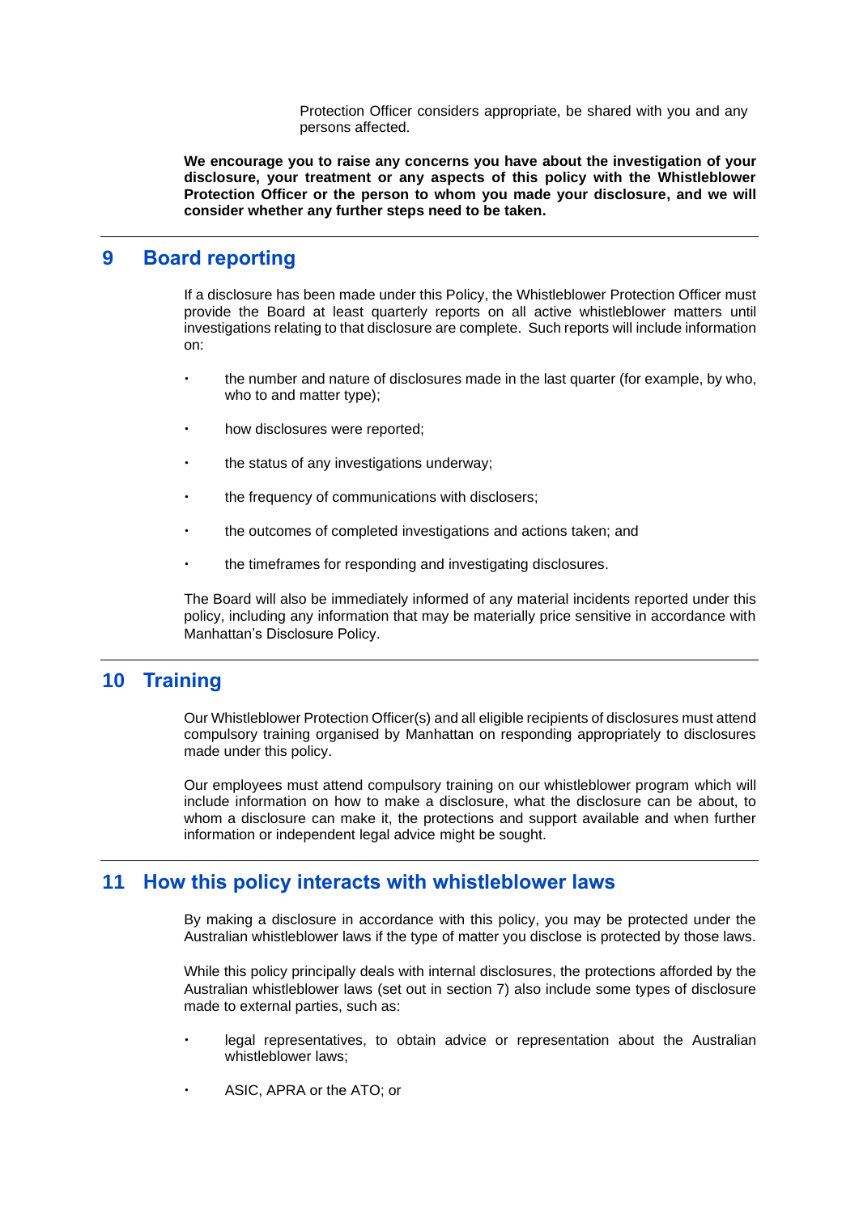Protection Officer considers appropriate, be shared with you and any persons affected.

**We encourage you to raise any concerns you have about the investigation of your disclosure, your treatment or any aspects of this policy with the Whistleblower Protection Officer or the person to whom you made your disclosure, and we will consider whether any further steps need to be taken.**

## 9 Board reporting

If a disclosure has been made under this Policy, the Whistleblower Protection Officer must provide the Board at least quarterly reports on all active whistleblower matters until investigations relating to that disclosure are complete. Such reports will include information on:

- the number and nature of disclosures made in the last quarter (for example, by who, who to and matter type);
- how disclosures were reported;
- the status of any investigations underway;
- the frequency of communications with disclosers;
- the outcomes of completed investigations and actions taken; and
- the timeframes for responding and investigating disclosures.

The Board will also be immediately informed of any material incidents reported under this policy, including any information that may be materially price sensitive in accordance with Manhattan's Disclosure Policy.

## 10 Training

Our Whistleblower Protection Officer(s) and all eligible recipients of disclosures must attend compulsory training organised by Manhattan on responding appropriately to disclosures made under this policy.

Our employees must attend compulsory training on our whistleblower program which will include information on how to make a disclosure, what the disclosure can be about, to whom a disclosure can make it, the protections and support available and when further information or independent legal advice might be sought.

## 11 How this policy interacts with whistleblower laws

By making a disclosure in accordance with this policy, you may be protected under the Australian whistleblower laws if the type of matter you disclose is protected by those laws.

While this policy principally deals with internal disclosures, the protections afforded by the Australian whistleblower laws (set out in section 7) also include some types of disclosure made to external parties, such as:

- legal representatives, to obtain advice or representation about the Australian whistleblower laws;
- ASIC, APRA or the ATO; or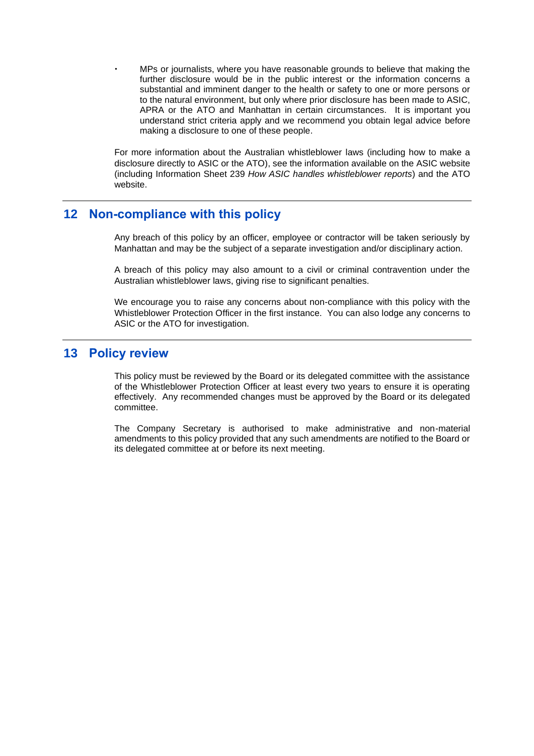- MPs or journalists, where you have reasonable grounds to believe that making the further disclosure would be in the public interest or the information concerns a substantial and imminent danger to the health or safety to one or more persons or to the natural environment, but only where prior disclosure has been made to ASIC, APRA or the ATO and Manhattan in certain circumstances. It is important you understand strict criteria apply and we recommend you obtain legal advice before making a disclosure to one of these people.

For more information about the Australian whistleblower laws (including how to make a disclosure directly to ASIC or the ATO), see the information available on the ASIC website (including Information Sheet 239 *How ASIC handles whistleblower reports*) and the ATO website.

## 12 Non-compliance with this policy

Any breach of this policy by an officer, employee or contractor will be taken seriously by Manhattan and may be the subject of a separate investigation and/or disciplinary action.

A breach of this policy may also amount to a civil or criminal contravention under the Australian whistleblower laws, giving rise to significant penalties.

We encourage you to raise any concerns about non-compliance with this policy with the Whistleblower Protection Officer in the first instance. You can also lodge any concerns to ASIC or the ATO for investigation.

## 13 Policy review

This policy must be reviewed by the Board or its delegated committee with the assistance of the Whistleblower Protection Officer at least every two years to ensure it is operating effectively. Any recommended changes must be approved by the Board or its delegated committee.

The Company Secretary is authorised to make administrative and non-material amendments to this policy provided that any such amendments are notified to the Board or its delegated committee at or before its next meeting.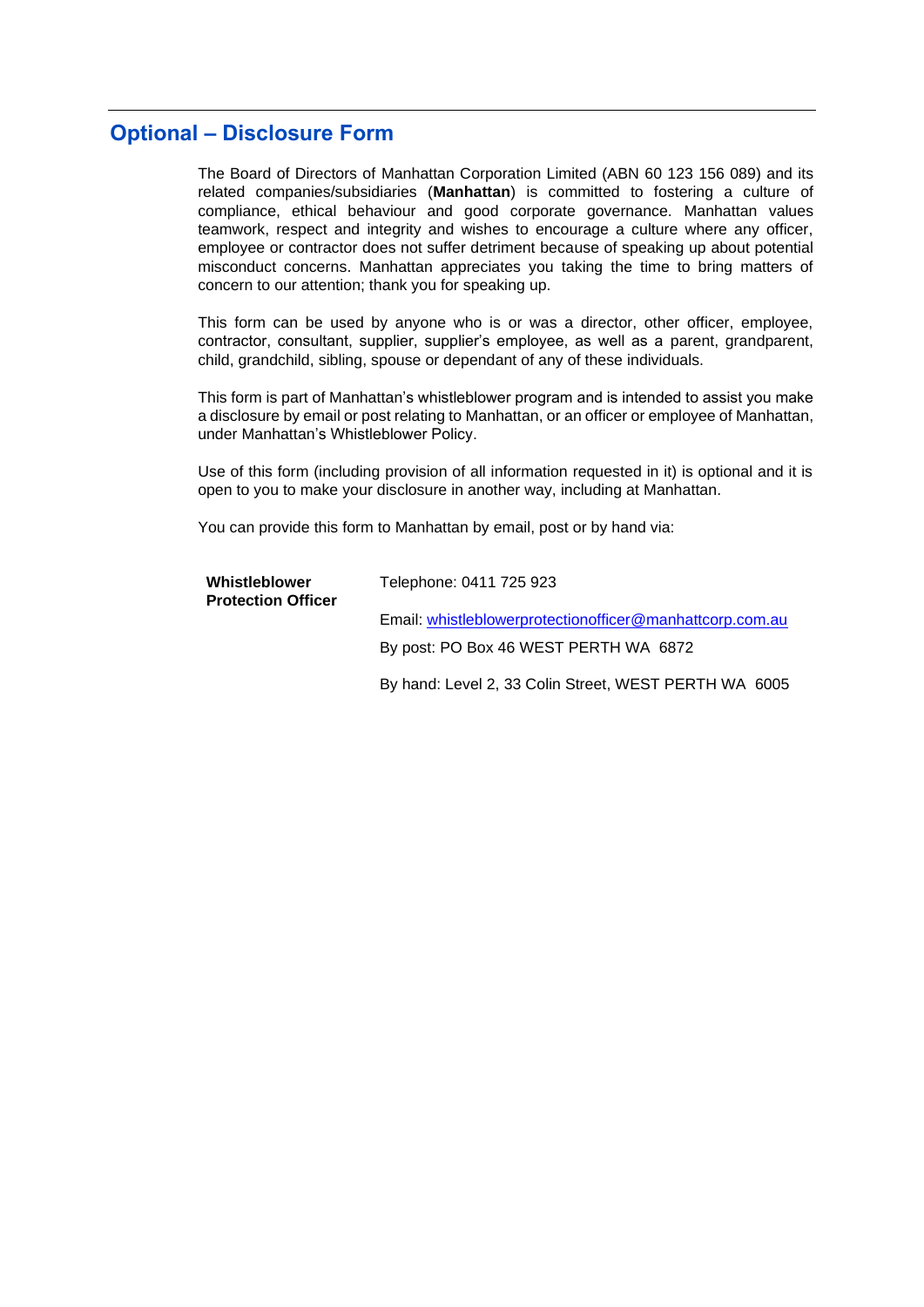## Optional – Disclosure Form

The Board of Directors of Manhattan Corporation Limited (ABN 60 123 156 089) and its related companies/subsidiaries (**Manhattan**) is committed to fostering a culture of compliance, ethical behaviour and good corporate governance. Manhattan values teamwork, respect and integrity and wishes to encourage a culture where any officer, employee or contractor does not suffer detriment because of speaking up about potential misconduct concerns. Manhattan appreciates you taking the time to bring matters of concern to our attention; thank you for speaking up.

This form can be used by anyone who is or was a director, other officer, employee, contractor, consultant, supplier, supplier's employee, as well as a parent, grandparent, child, grandchild, sibling, spouse or dependant of any of these individuals.

This form is part of Manhattan's whistleblower program and is intended to assist you make a disclosure by email or post relating to Manhattan, or an officer or employee of Manhattan, under Manhattan's Whistleblower Policy.

Use of this form (including provision of all information requested in it) is optional and it is open to you to make your disclosure in another way, including at Manhattan.

You can provide this form to Manhattan by email, post or by hand via:

| | |
|---|---|
| **Whistleblower Protection Officer** | Telephone: 0411 725 923 |
| | Email: whistleblowerprotectionofficer@manhattcorp.com.au |
| | By post: PO Box 46 WEST PERTH WA 6872 |
| | By hand: Level 2, 33 Colin Street, WEST PERTH WA 6005 |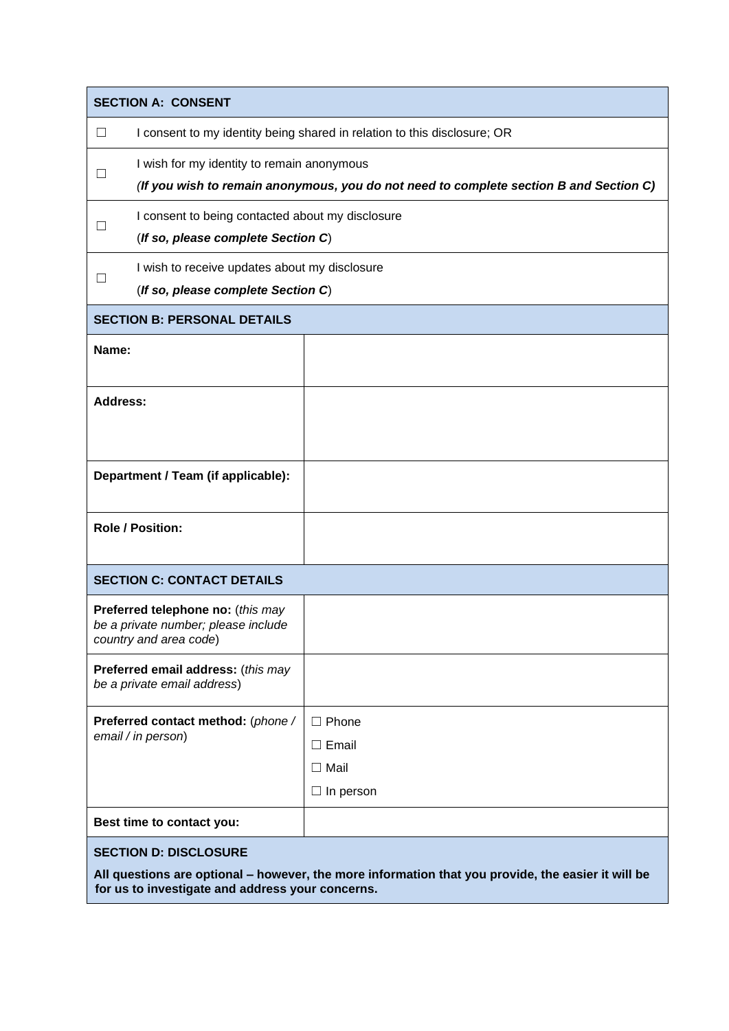| SECTION A: CONSENT | |
|---|---|
| ☐ | I consent to my identity being shared in relation to this disclosure; OR |
| ☐ | I wish for my identity to remain anonymous<br>(***If you wish to remain anonymous, you do not need to complete section B and Section C)*** |
| ☐ | I consent to being contacted about my disclosure<br>(***If so, please complete Section C***) |
| ☐ | I wish to receive updates about my disclosure<br>(***If so, please complete Section C***) |

| SECTION B: PERSONAL DETAILS | |
|---|---|
| **Name:** | |
| **Address:** | |
| **Department / Team (if applicable):** | |
| **Role / Position:** | |

| SECTION C: CONTACT DETAILS | |
|---|---|
| **Preferred telephone no:** (*this may be a private number; please include country and area code*) | |
| **Preferred email address:** (*this may be a private email address*) | |
| **Preferred contact method:** (*phone / email / in person*) | ☐ Phone<br>☐ Email<br>☐ Mail<br>☐ In person |
| **Best time to contact you:** | |

| SECTION D: DISCLOSURE |
|---|
| **All questions are optional – however, the more information that you provide, the easier it will be for us to investigate and address your concerns.** |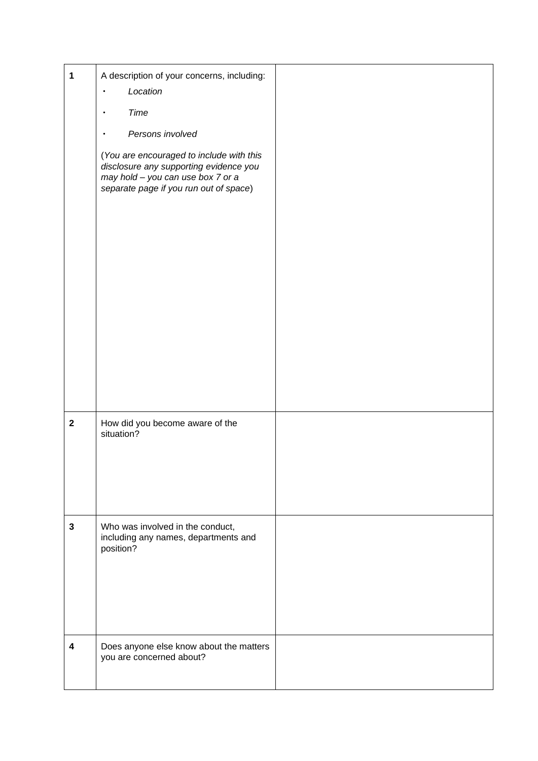| | | |
|---|---|---|
| **1** | A description of your concerns, including:<br>• *Location*<br>• *Time*<br>• *Persons involved*<br><br>(*You are encouraged to include with this disclosure any supporting evidence you may hold – you can use box 7 or a separate page if you run out of space*) | |
| **2** | How did you become aware of the situation? | |
| **3** | Who was involved in the conduct, including any names, departments and position? | |
| **4** | Does anyone else know about the matters you are concerned about? | |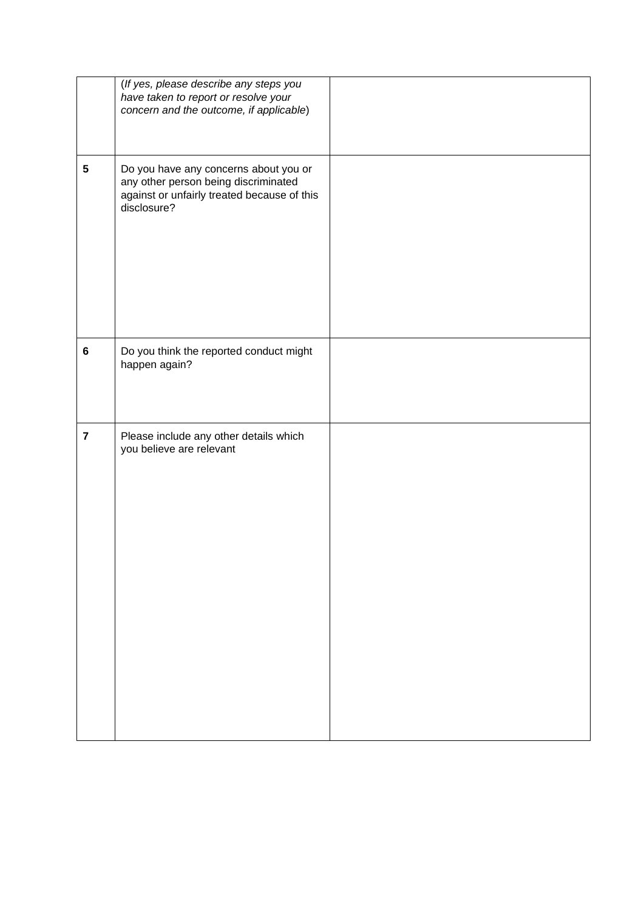| | | |
|---|---|---|
| | (*If yes, please describe any steps you have taken to report or resolve your concern and the outcome, if applicable*) | |
| **5** | Do you have any concerns about you or any other person being discriminated against or unfairly treated because of this disclosure? | |
| **6** | Do you think the reported conduct might happen again? | |
| **7** | Please include any other details which you believe are relevant | |